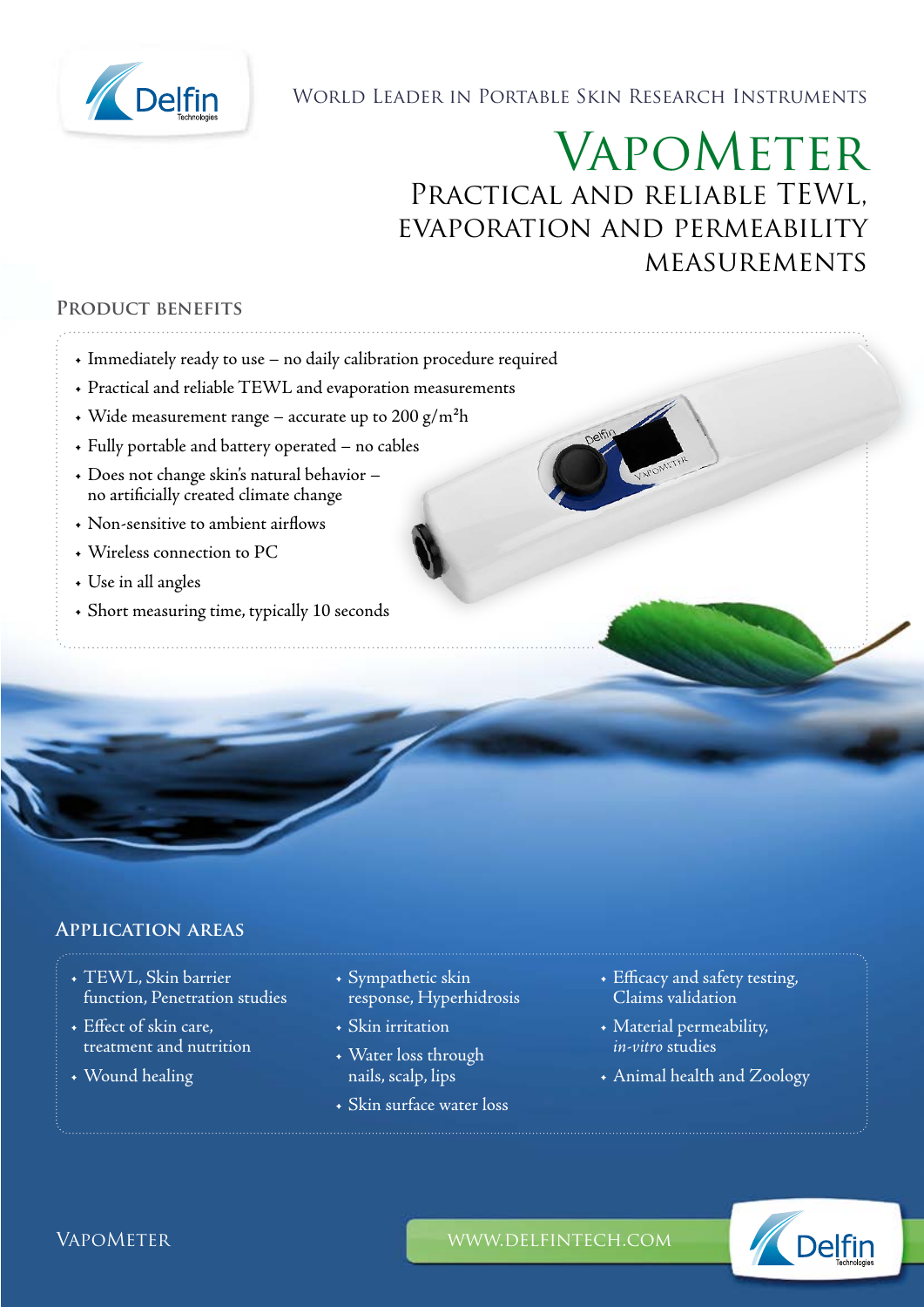World Leader in Portable Skin Research Instruments

# VapoMeter

## Practical and reliable TEWL, evaporation and permeability measurements

### Product benefits

- Immediately ready to use – no daily calibration procedure required
- Practical and reliable TEWL and evaporation measurements
- Wide measurement range – accurate up to 200 $g/m^2h$
- Fully portable and battery operated – no cables
- Does not change skin's natural behavior – no artificially created climate change
- Non-sensitive to ambient airflows
- Wireless connection to PC
- Use in all angles
- Short measuring time, typically 10 seconds

### Application areas

- TEWL, Skin barrier function, Penetration studies
- Effect of skin care, treatment and nutrition
- Wound healing
- Sympathetic skin response, Hyperhidrosis
- Skin irritation
- Water loss through nails, scalp, lips
- Skin surface water loss
- Efficacy and safety testing, Claims validation
- Material permeability, *in-vitro* studies
- Animal health and Zoology

VapoMeter

www.delfintech.com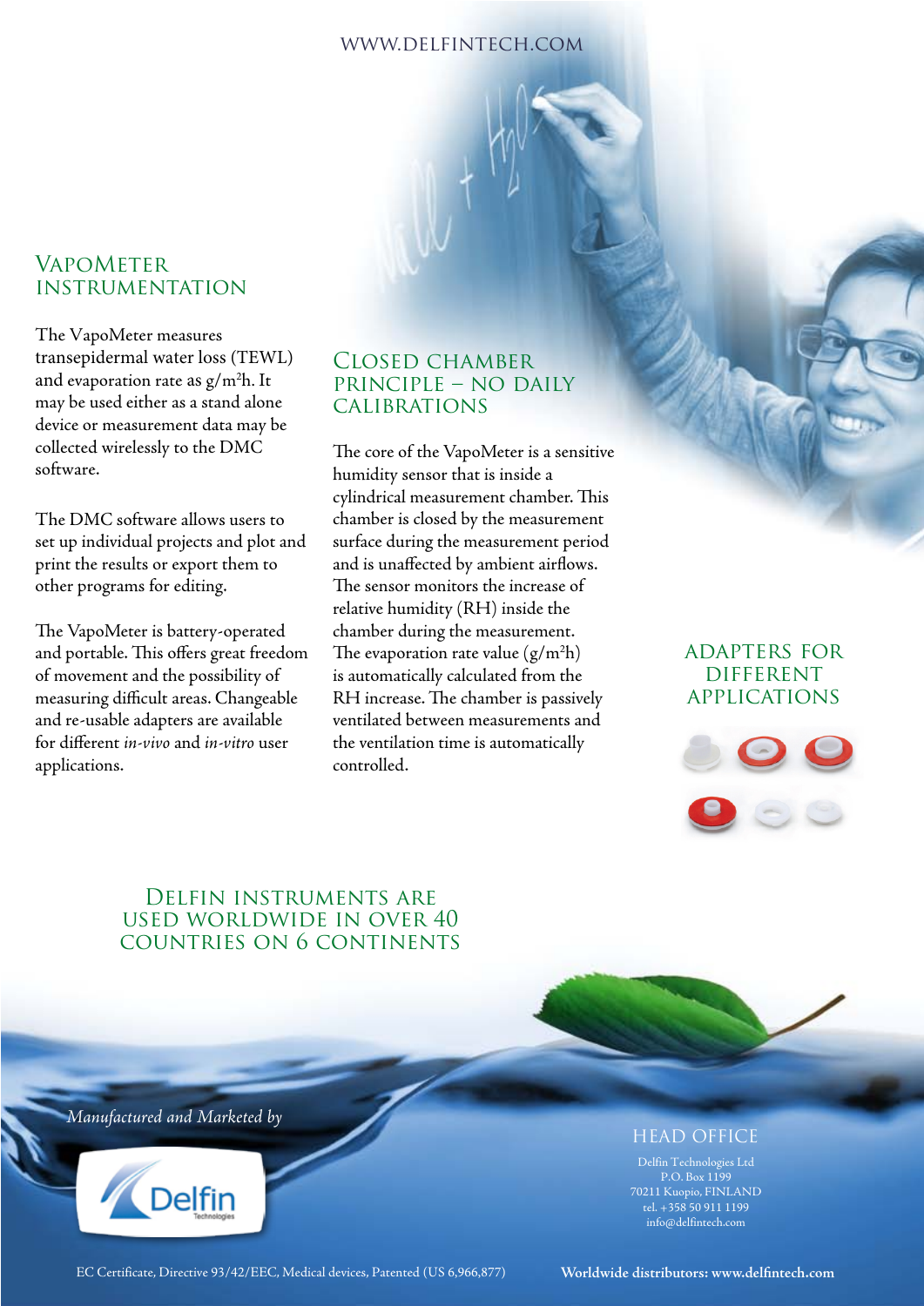WWW.DELFINTECH.COM

## VapoMeter Instrumentation

The VapoMeter measures transepidermal water loss (TEWL) and evaporation rate as $g/m^2h$. It may be used either as a stand alone device or measurement data may be collected wirelessly to the DMC software.

The DMC software allows users to set up individual projects and plot and print the results or export them to other programs for editing.

The VapoMeter is battery-operated and portable. This offers great freedom of movement and the possibility of measuring difficult areas. Changeable and re-usable adapters are available for different *in-vivo* and *in-vitro* user applications.

## Closed Chamber Principle – No Daily Calibrations

The core of the VapoMeter is a sensitive humidity sensor that is inside a cylindrical measurement chamber. This chamber is closed by the measurement surface during the measurement period and is unaffected by ambient airflows. The sensor monitors the increase of relative humidity (RH) inside the chamber during the measurement. The evaporation rate value ($g/m^2h$) is automatically calculated from the RH increase. The chamber is passively ventilated between measurements and the ventilation time is automatically controlled.

## Adapters for Different Applications

## Delfin Instruments are used worldwide in over 40 countries on 6 continents

*Manufactured and Marketed by*

Delfin Technologies

### Head Office

Delfin Technologies Ltd
P.O. Box 1199
70211 Kuopio, FINLAND
tel. +358 50 911 1199
info@delfintech.com

EC Certificate, Directive 93/42/EEC, Medical devices, Patented (US 6,966,877)

**Worldwide distributors: www.delfintech.com**